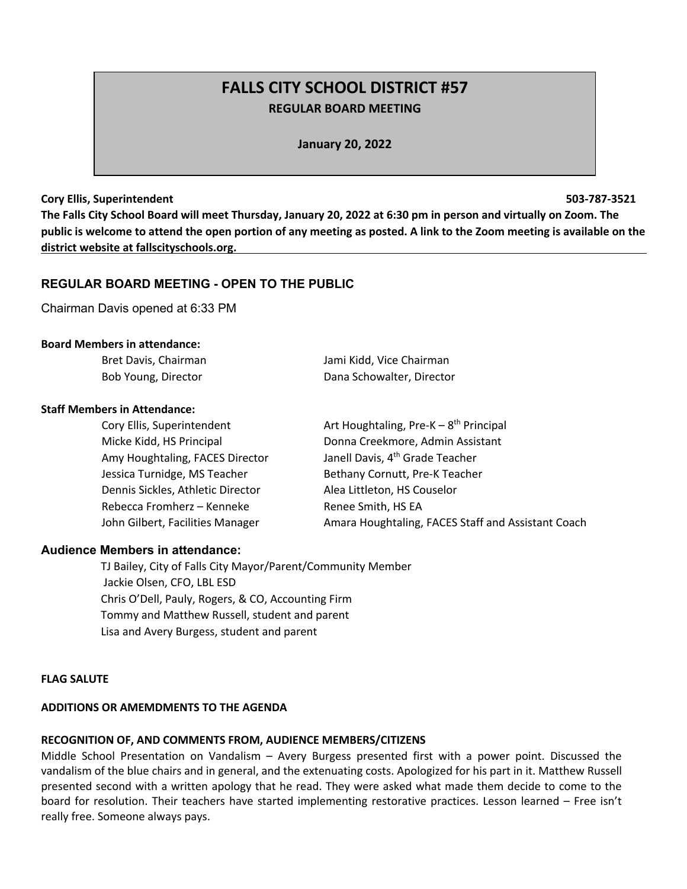# FALLS CITY SCHOOL DISTRICT #57

**REGULAR BOARD MEETING**

**January 20, 2022**

**Cory Ellis, Superintendent** **503-787-3521**

**The Falls City School Board will meet Thursday, January 20, 2022 at 6:30 pm in person and virtually on Zoom. The public is welcome to attend the open portion of any meeting as posted. A link to the Zoom meeting is available on the district website at fallscityschools.org.**

## REGULAR BOARD MEETING - OPEN TO THE PUBLIC

Chairman Davis opened at 6:33 PM

**Board Members in attendance:**

- Bret Davis, Chairman
- Jami Kidd, Vice Chairman
- Bob Young, Director
- Dana Schowalter, Director

**Staff Members in Attendance:**

- Cory Ellis, Superintendent
- Art Houghtaling, Pre-K – 8th Principal
- Micke Kidd, HS Principal
- Donna Creekmore, Admin Assistant
- Amy Houghtaling, FACES Director
- Janell Davis, 4th Grade Teacher
- Jessica Turnidge, MS Teacher
- Bethany Cornutt, Pre-K Teacher
- Dennis Sickles, Athletic Director
- Alea Littleton, HS Couselor
- Rebecca Fromherz – Kenneke
- Renee Smith, HS EA
- John Gilbert, Facilities Manager
- Amara Houghtaling, FACES Staff and Assistant Coach

### Audience Members in attendance:

- TJ Bailey, City of Falls City Mayor/Parent/Community Member
- Jackie Olsen, CFO, LBL ESD
- Chris O'Dell, Pauly, Rogers, & CO, Accounting Firm
- Tommy and Matthew Russell, student and parent
- Lisa and Avery Burgess, student and parent

**FLAG SALUTE**

**ADDITIONS OR AMEMDMENTS TO THE AGENDA**

**RECOGNITION OF, AND COMMENTS FROM, AUDIENCE MEMBERS/CITIZENS**

Middle School Presentation on Vandalism – Avery Burgess presented first with a power point. Discussed the vandalism of the blue chairs and in general, and the extenuating costs. Apologized for his part in it. Matthew Russell presented second with a written apology that he read. They were asked what made them decide to come to the board for resolution. Their teachers have started implementing restorative practices. Lesson learned – Free isn't really free. Someone always pays.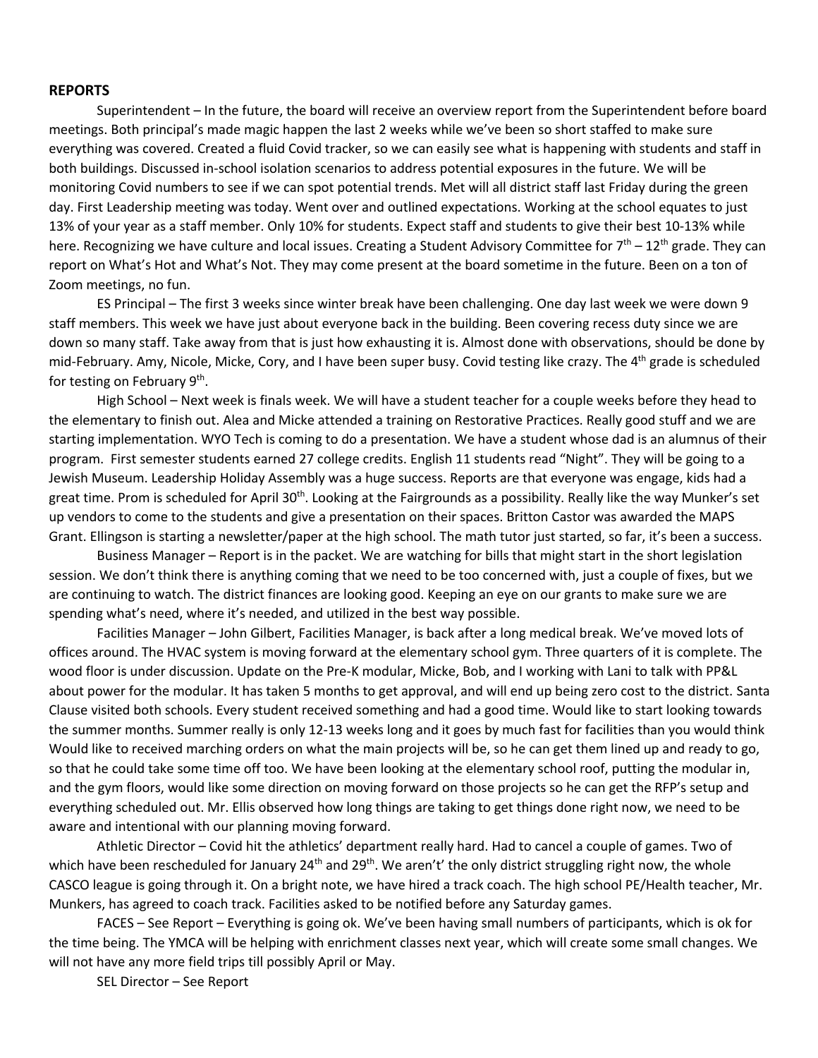## REPORTS

Superintendent – In the future, the board will receive an overview report from the Superintendent before board meetings. Both principal's made magic happen the last 2 weeks while we've been so short staffed to make sure everything was covered. Created a fluid Covid tracker, so we can easily see what is happening with students and staff in both buildings. Discussed in-school isolation scenarios to address potential exposures in the future. We will be monitoring Covid numbers to see if we can spot potential trends. Met will all district staff last Friday during the green day. First Leadership meeting was today. Went over and outlined expectations. Working at the school equates to just 13% of your year as a staff member. Only 10% for students. Expect staff and students to give their best 10-13% while here. Recognizing we have culture and local issues. Creating a Student Advisory Committee for 7th – 12th grade. They can report on What's Hot and What's Not. They may come present at the board sometime in the future. Been on a ton of Zoom meetings, no fun.

ES Principal – The first 3 weeks since winter break have been challenging. One day last week we were down 9 staff members. This week we have just about everyone back in the building. Been covering recess duty since we are down so many staff. Take away from that is just how exhausting it is. Almost done with observations, should be done by mid-February. Amy, Nicole, Micke, Cory, and I have been super busy. Covid testing like crazy. The 4th grade is scheduled for testing on February 9th.

High School – Next week is finals week. We will have a student teacher for a couple weeks before they head to the elementary to finish out. Alea and Micke attended a training on Restorative Practices. Really good stuff and we are starting implementation. WYO Tech is coming to do a presentation. We have a student whose dad is an alumnus of their program. First semester students earned 27 college credits. English 11 students read "Night". They will be going to a Jewish Museum. Leadership Holiday Assembly was a huge success. Reports are that everyone was engage, kids had a great time. Prom is scheduled for April 30th. Looking at the Fairgrounds as a possibility. Really like the way Munker's set up vendors to come to the students and give a presentation on their spaces. Britton Castor was awarded the MAPS Grant. Ellingson is starting a newsletter/paper at the high school. The math tutor just started, so far, it's been a success.

Business Manager – Report is in the packet. We are watching for bills that might start in the short legislation session. We don't think there is anything coming that we need to be too concerned with, just a couple of fixes, but we are continuing to watch. The district finances are looking good. Keeping an eye on our grants to make sure we are spending what's need, where it's needed, and utilized in the best way possible.

Facilities Manager – John Gilbert, Facilities Manager, is back after a long medical break. We've moved lots of offices around. The HVAC system is moving forward at the elementary school gym. Three quarters of it is complete. The wood floor is under discussion. Update on the Pre-K modular, Micke, Bob, and I working with Lani to talk with PP&L about power for the modular. It has taken 5 months to get approval, and will end up being zero cost to the district. Santa Clause visited both schools. Every student received something and had a good time. Would like to start looking towards the summer months. Summer really is only 12-13 weeks long and it goes by much fast for facilities than you would think Would like to received marching orders on what the main projects will be, so he can get them lined up and ready to go, so that he could take some time off too. We have been looking at the elementary school roof, putting the modular in, and the gym floors, would like some direction on moving forward on those projects so he can get the RFP's setup and everything scheduled out. Mr. Ellis observed how long things are taking to get things done right now, we need to be aware and intentional with our planning moving forward.

Athletic Director – Covid hit the athletics' department really hard. Had to cancel a couple of games. Two of which have been rescheduled for January 24th and 29th. We aren't' the only district struggling right now, the whole CASCO league is going through it. On a bright note, we have hired a track coach. The high school PE/Health teacher, Mr. Munkers, has agreed to coach track. Facilities asked to be notified before any Saturday games.

FACES – See Report – Everything is going ok. We've been having small numbers of participants, which is ok for the time being. The YMCA will be helping with enrichment classes next year, which will create some small changes. We will not have any more field trips till possibly April or May.

SEL Director – See Report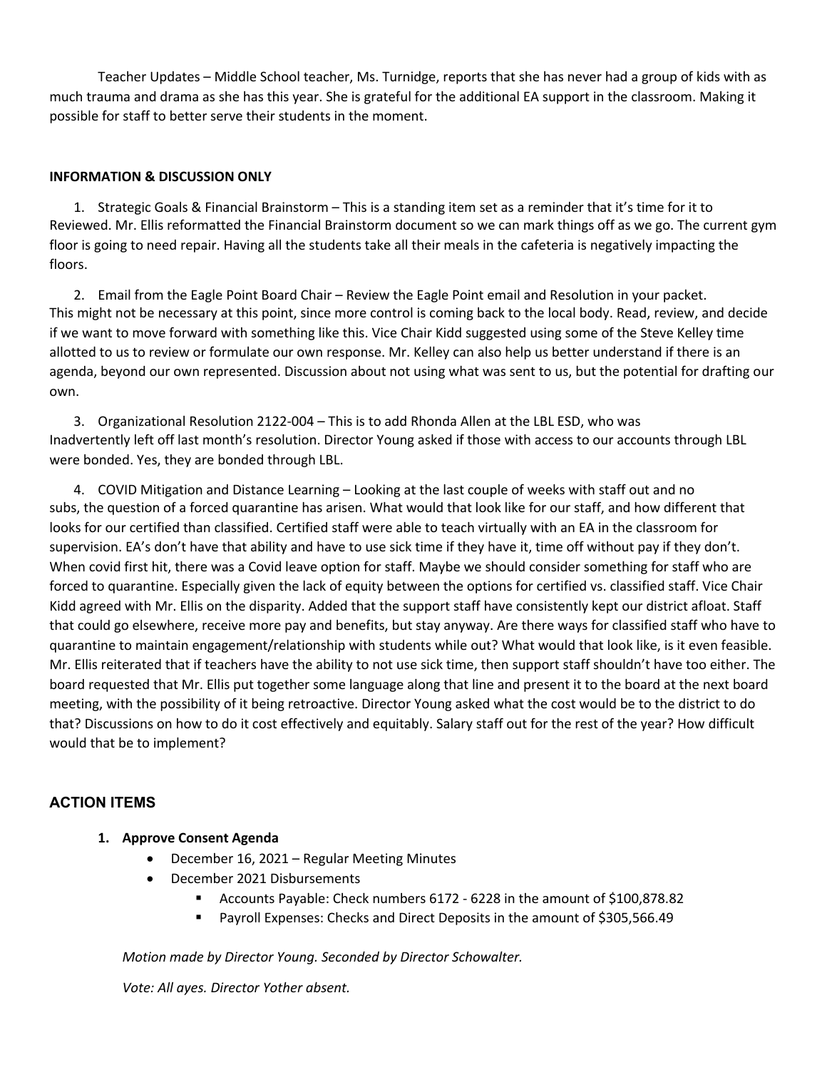Teacher Updates – Middle School teacher, Ms. Turnidge, reports that she has never had a group of kids with as much trauma and drama as she has this year. She is grateful for the additional EA support in the classroom. Making it possible for staff to better serve their students in the moment.

**INFORMATION & DISCUSSION ONLY**

1. Strategic Goals & Financial Brainstorm – This is a standing item set as a reminder that it's time for it to Reviewed. Mr. Ellis reformatted the Financial Brainstorm document so we can mark things off as we go. The current gym floor is going to need repair. Having all the students take all their meals in the cafeteria is negatively impacting the floors.

2. Email from the Eagle Point Board Chair – Review the Eagle Point email and Resolution in your packet. This might not be necessary at this point, since more control is coming back to the local body. Read, review, and decide if we want to move forward with something like this. Vice Chair Kidd suggested using some of the Steve Kelley time allotted to us to review or formulate our own response. Mr. Kelley can also help us better understand if there is an agenda, beyond our own represented. Discussion about not using what was sent to us, but the potential for drafting our own.

3. Organizational Resolution 2122-004 – This is to add Rhonda Allen at the LBL ESD, who was Inadvertently left off last month's resolution. Director Young asked if those with access to our accounts through LBL were bonded. Yes, they are bonded through LBL.

4. COVID Mitigation and Distance Learning – Looking at the last couple of weeks with staff out and no subs, the question of a forced quarantine has arisen. What would that look like for our staff, and how different that looks for our certified than classified. Certified staff were able to teach virtually with an EA in the classroom for supervision. EA's don't have that ability and have to use sick time if they have it, time off without pay if they don't. When covid first hit, there was a Covid leave option for staff. Maybe we should consider something for staff who are forced to quarantine. Especially given the lack of equity between the options for certified vs. classified staff. Vice Chair Kidd agreed with Mr. Ellis on the disparity. Added that the support staff have consistently kept our district afloat. Staff that could go elsewhere, receive more pay and benefits, but stay anyway. Are there ways for classified staff who have to quarantine to maintain engagement/relationship with students while out? What would that look like, is it even feasible. Mr. Ellis reiterated that if teachers have the ability to not use sick time, then support staff shouldn't have too either. The board requested that Mr. Ellis put together some language along that line and present it to the board at the next board meeting, with the possibility of it being retroactive. Director Young asked what the cost would be to the district to do that? Discussions on how to do it cost effectively and equitably. Salary staff out for the rest of the year? How difficult would that be to implement?

## ACTION ITEMS

1. **Approve Consent Agenda**
   - December 16, 2021 – Regular Meeting Minutes
   - December 2021 Disbursements
     - Accounts Payable: Check numbers 6172 - 6228 in the amount of $100,878.82
     - Payroll Expenses: Checks and Direct Deposits in the amount of $305,566.49

   *Motion made by Director Young. Seconded by Director Schowalter.*

   *Vote: All ayes. Director Yother absent.*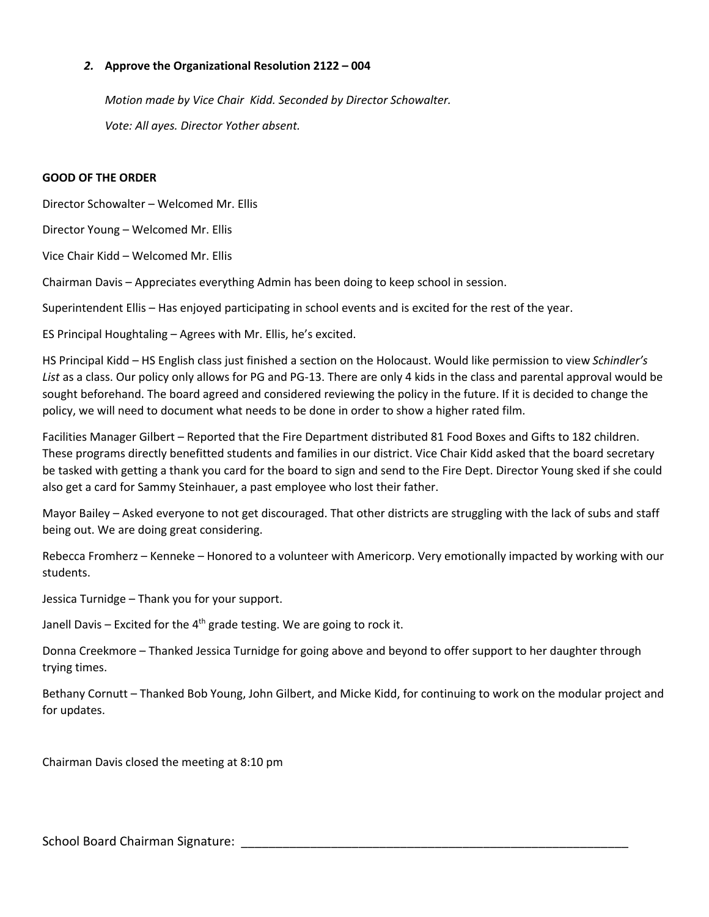***2.*** **Approve the Organizational Resolution 2122 – 004**

*Motion made by Vice Chair Kidd. Seconded by Director Schowalter.*

*Vote: All ayes. Director Yother absent.*

**GOOD OF THE ORDER**

Director Schowalter – Welcomed Mr. Ellis

Director Young – Welcomed Mr. Ellis

Vice Chair Kidd – Welcomed Mr. Ellis

Chairman Davis – Appreciates everything Admin has been doing to keep school in session.

Superintendent Ellis – Has enjoyed participating in school events and is excited for the rest of the year.

ES Principal Houghtaling – Agrees with Mr. Ellis, he's excited.

HS Principal Kidd – HS English class just finished a section on the Holocaust. Would like permission to view *Schindler's List* as a class. Our policy only allows for PG and PG-13. There are only 4 kids in the class and parental approval would be sought beforehand. The board agreed and considered reviewing the policy in the future. If it is decided to change the policy, we will need to document what needs to be done in order to show a higher rated film.

Facilities Manager Gilbert – Reported that the Fire Department distributed 81 Food Boxes and Gifts to 182 children. These programs directly benefitted students and families in our district. Vice Chair Kidd asked that the board secretary be tasked with getting a thank you card for the board to sign and send to the Fire Dept. Director Young sked if she could also get a card for Sammy Steinhauer, a past employee who lost their father.

Mayor Bailey – Asked everyone to not get discouraged. That other districts are struggling with the lack of subs and staff being out. We are doing great considering.

Rebecca Fromherz – Kenneke – Honored to a volunteer with Americorp. Very emotionally impacted by working with our students.

Jessica Turnidge – Thank you for your support.

Janell Davis – Excited for the 4th grade testing. We are going to rock it.

Donna Creekmore – Thanked Jessica Turnidge for going above and beyond to offer support to her daughter through trying times.

Bethany Cornutt – Thanked Bob Young, John Gilbert, and Micke Kidd, for continuing to work on the modular project and for updates.

Chairman Davis closed the meeting at 8:10 pm

School Board Chairman Signature: ___________________________________________________________